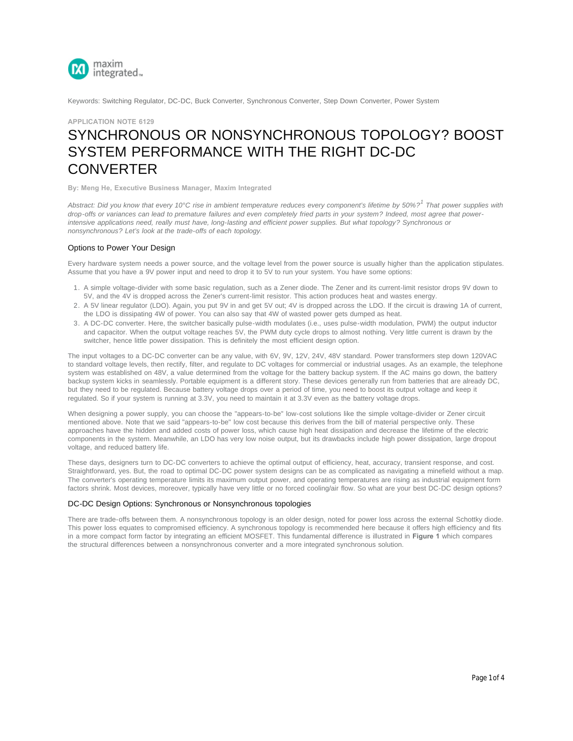Keywords: Switching Regulator, DC-DC, Buck Converter, Synchronous Converter, Step Down Converter, Power System

APPLICATION NOTE 6129

# SYNCHRONOUS OR NONSYNCHRONOUS TOPOLOGY? BOOST SYSTEM PERFORMANCE WITH THE RIGHT DC-DC CONVERTER

**By: Meng He, Executive Business Manager, Maxim Integrated**

*Abstract: Did you know that every 10°C rise in ambient temperature reduces every component's lifetime by 50%?[1] That power supplies with drop-offs or variances can lead to premature failures and even completely fried parts in your system? Indeed, most agree that power-intensive applications need, really must have, long-lasting and efficient power supplies. But what topology? Synchronous or nonsynchronous? Let's look at the trade-offs of each topology.*

## Options to Power Your Design

Every hardware system needs a power source, and the voltage level from the power source is usually higher than the application stipulates. Assume that you have a 9V power input and need to drop it to 5V to run your system. You have some options:

1. A simple voltage-divider with some basic regulation, such as a Zener diode. The Zener and its current-limit resistor drops 9V down to 5V, and the 4V is dropped across the Zener's current-limit resistor. This action produces heat and wastes energy.
2. A 5V linear regulator (LDO). Again, you put 9V in and get 5V out; 4V is dropped across the LDO. If the circuit is drawing 1A of current, the LDO is dissipating 4W of power. You can also say that 4W of wasted power gets dumped as heat.
3. A DC-DC converter. Here, the switcher basically pulse-width modulates (i.e., uses pulse-width modulation, PWM) the output inductor and capacitor. When the output voltage reaches 5V, the PWM duty cycle drops to almost nothing. Very little current is drawn by the switcher, hence little power dissipation. This is definitely the most efficient design option.

The input voltages to a DC-DC converter can be any value, with 6V, 9V, 12V, 24V, 48V standard. Power transformers step down 120VAC to standard voltage levels, then rectify, filter, and regulate to DC voltages for commercial or industrial usages. As an example, the telephone system was established on 48V, a value determined from the voltage for the battery backup system. If the AC mains go down, the battery backup system kicks in seamlessly. Portable equipment is a different story. These devices generally run from batteries that are already DC, but they need to be regulated. Because battery voltage drops over a period of time, you need to boost its output voltage and keep it regulated. So if your system is running at 3.3V, you need to maintain it at 3.3V even as the battery voltage drops.

When designing a power supply, you can choose the "appears-to-be" low-cost solutions like the simple voltage-divider or Zener circuit mentioned above. Note that we said "appears-to-be" low cost because this derives from the bill of material perspective only. These approaches have the hidden and added costs of power loss, which cause high heat dissipation and decrease the lifetime of the electric components in the system. Meanwhile, an LDO has very low noise output, but its drawbacks include high power dissipation, large dropout voltage, and reduced battery life.

These days, designers turn to DC-DC converters to achieve the optimal output of efficiency, heat, accuracy, transient response, and cost. Straightforward, yes. But, the road to optimal DC-DC power system designs can be as complicated as navigating a minefield without a map. The converter's operating temperature limits its maximum output power, and operating temperatures are rising as industrial equipment form factors shrink. Most devices, moreover, typically have very little or no forced cooling/air flow. So what are your best DC-DC design options?

## DC-DC Design Options: Synchronous or Nonsynchronous topologies

There are trade-offs between them. A nonsynchronous topology is an older design, noted for power loss across the external Schottky diode. This power loss equates to compromised efficiency. A synchronous topology is recommended here because it offers high efficiency and fits in a more compact form factor by integrating an efficient MOSFET. This fundamental difference is illustrated in **Figure 1** which compares the structural differences between a nonsynchronous converter and a more integrated synchronous solution.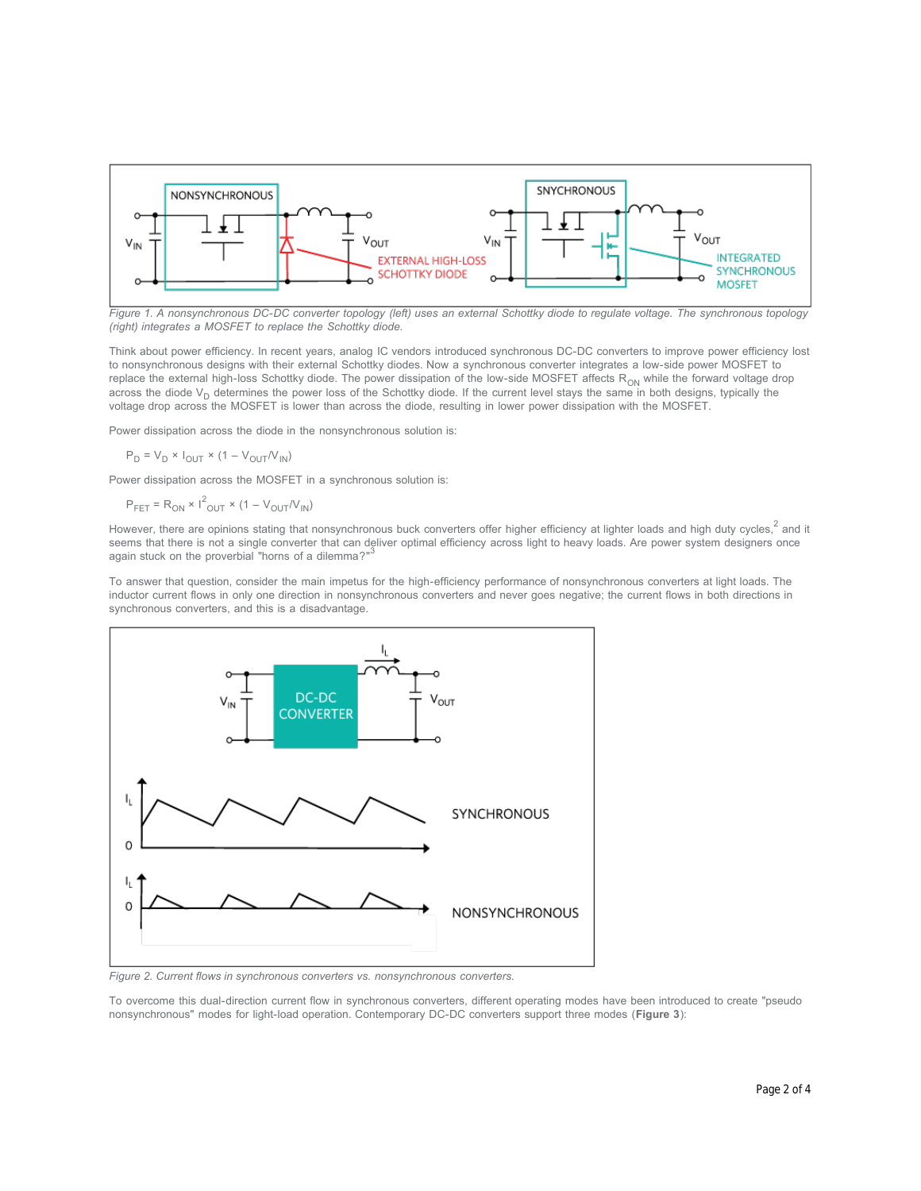*Figure 1. A nonsynchronous DC-DC converter topology (left) uses an external Schottky diode to regulate voltage. The synchronous topology (right) integrates a MOSFET to replace the Schottky diode.*

Think about power efficiency. In recent years, analog IC vendors introduced synchronous DC-DC converters to improve power efficiency lost to nonsynchronous designs with their external Schottky diodes. Now a synchronous converter integrates a low-side power MOSFET to replace the external high-loss Schottky diode. The power dissipation of the low-side MOSFET affects $R_{ON}$ while the forward voltage drop across the diode $V_D$ determines the power loss of the Schottky diode. If the current level stays the same in both designs, typically the voltage drop across the MOSFET is lower than across the diode, resulting in lower power dissipation with the MOSFET.

Power dissipation across the diode in the nonsynchronous solution is:

$$P_D = V_D \times I_{OUT} \times (1 - V_{OUT}/V_{IN})$$

Power dissipation across the MOSFET in a synchronous solution is:

$$P_{FET} = R_{ON} \times I^2_{OUT} \times (1 - V_{OUT}/V_{IN})$$

However, there are opinions stating that nonsynchronous buck converters offer higher efficiency at lighter loads and high duty cycles,[2] and it seems that there is not a single converter that can deliver optimal efficiency across light to heavy loads. Are power system designers once again stuck on the proverbial "horns of a dilemma?"[3]

To answer that question, consider the main impetus for the high-efficiency performance of nonsynchronous converters at light loads. The inductor current flows in only one direction in nonsynchronous converters and never goes negative; the current flows in both directions in synchronous converters, and this is a disadvantage.

*Figure 2. Current flows in synchronous converters vs. nonsynchronous converters.*

To overcome this dual-direction current flow in synchronous converters, different operating modes have been introduced to create "pseudo nonsynchronous" modes for light-load operation. Contemporary DC-DC converters support three modes (**Figure 3**):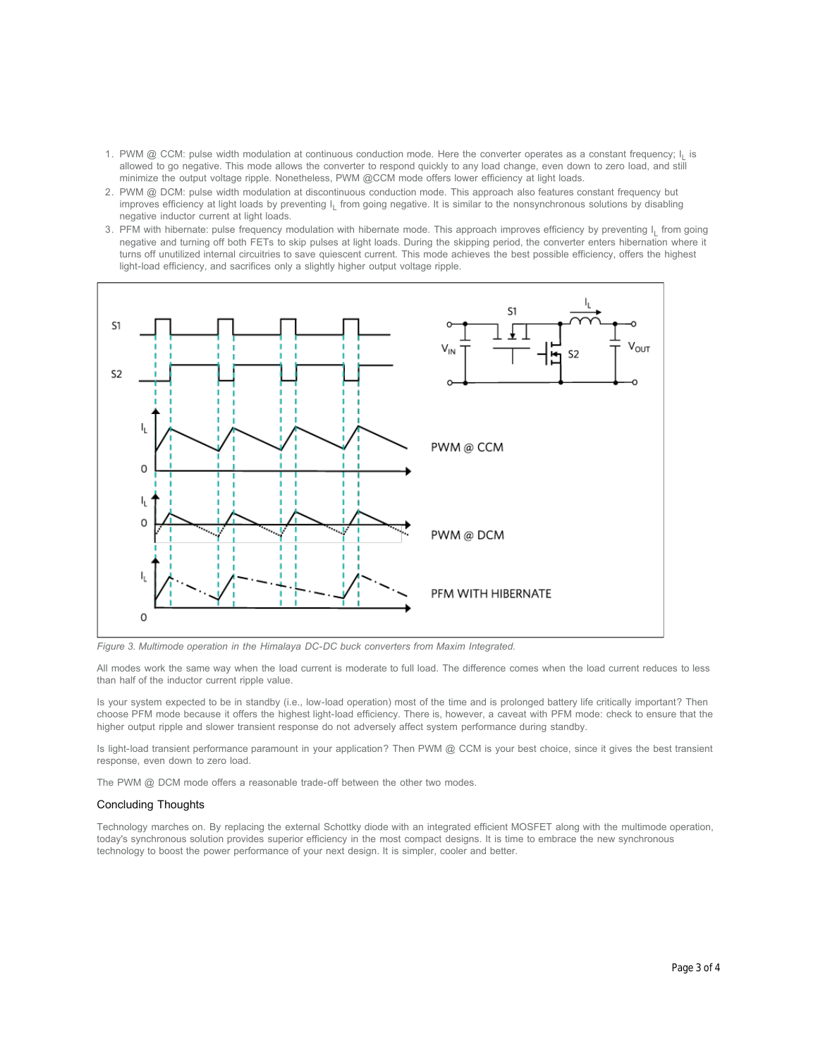1. PWM @ CCM: pulse width modulation at continuous conduction mode. Here the converter operates as a constant frequency; $I_L$ is allowed to go negative. This mode allows the converter to respond quickly to any load change, even down to zero load, and still minimize the output voltage ripple. Nonetheless, PWM @CCM mode offers lower efficiency at light loads.
2. PWM @ DCM: pulse width modulation at discontinuous conduction mode. This approach also features constant frequency but improves efficiency at light loads by preventing $I_L$ from going negative. It is similar to the nonsynchronous solutions by disabling negative inductor current at light loads.
3. PFM with hibernate: pulse frequency modulation with hibernate mode. This approach improves efficiency by preventing $I_L$ from going negative and turning off both FETs to skip pulses at light loads. During the skipping period, the converter enters hibernation where it turns off unutilized internal circuitries to save quiescent current. This mode achieves the best possible efficiency, offers the highest light-load efficiency, and sacrifices only a slightly higher output voltage ripple.

*Figure 3. Multimode operation in the Himalaya DC-DC buck converters from Maxim Integrated.*

All modes work the same way when the load current is moderate to full load. The difference comes when the load current reduces to less than half of the inductor current ripple value.

Is your system expected to be in standby (i.e., low-load operation) most of the time and is prolonged battery life critically important? Then choose PFM mode because it offers the highest light-load efficiency. There is, however, a caveat with PFM mode: check to ensure that the higher output ripple and slower transient response do not adversely affect system performance during standby.

Is light-load transient performance paramount in your application? Then PWM @ CCM is your best choice, since it gives the best transient response, even down to zero load.

The PWM @ DCM mode offers a reasonable trade-off between the other two modes.

## Concluding Thoughts

Technology marches on. By replacing the external Schottky diode with an integrated efficient MOSFET along with the multimode operation, today's synchronous solution provides superior efficiency in the most compact designs. It is time to embrace the new synchronous technology to boost the power performance of your next design. It is simpler, cooler and better.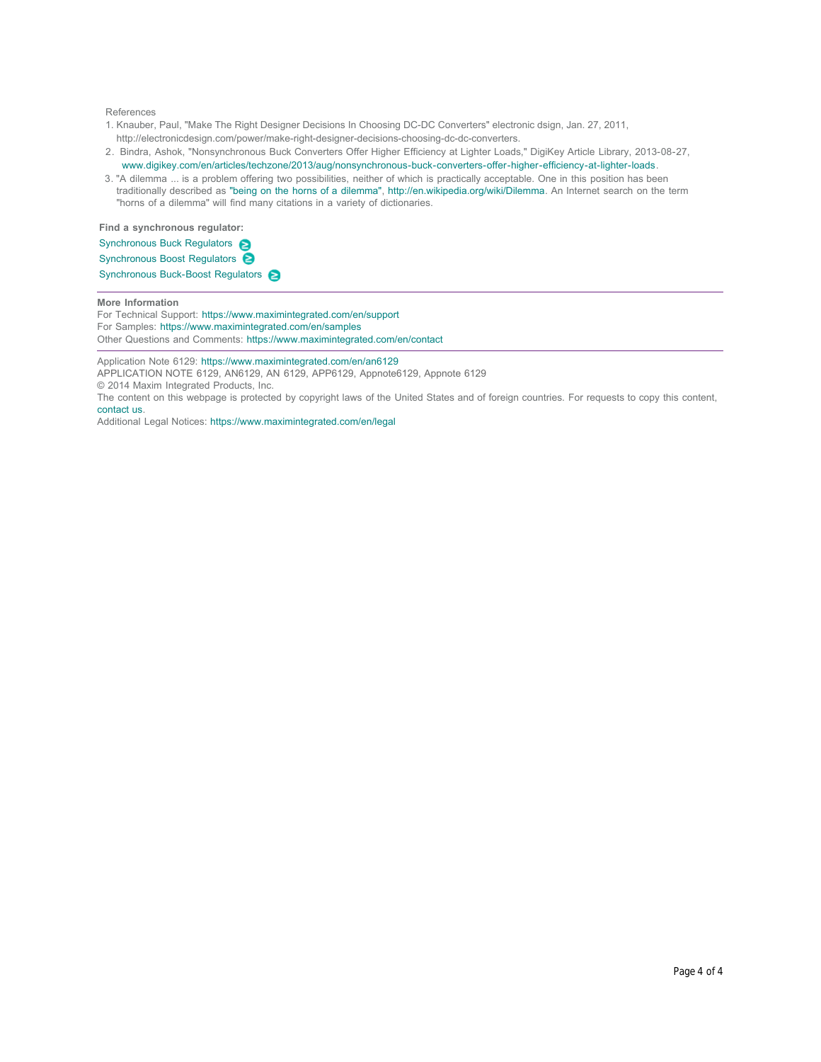References

1. Knauber, Paul, "Make The Right Designer Decisions In Choosing DC-DC Converters" electronic dsign, Jan. 27, 2011, http://electronicdesign.com/power/make-right-designer-decisions-choosing-dc-dc-converters.
2. Bindra, Ashok, "Nonsynchronous Buck Converters Offer Higher Efficiency at Lighter Loads," DigiKey Article Library, 2013-08-27, www.digikey.com/en/articles/techzone/2013/aug/nonsynchronous-buck-converters-offer-higher-efficiency-at-lighter-loads.
3. "A dilemma ... is a problem offering two possibilities, neither of which is practically acceptable. One in this position has been traditionally described as "being on the horns of a dilemma", http://en.wikipedia.org/wiki/Dilemma. An Internet search on the term "horns of a dilemma" will find many citations in a variety of dictionaries.

**Find a synchronous regulator:**

Synchronous Buck Regulators

Synchronous Boost Regulators

Synchronous Buck-Boost Regulators

**More Information**

For Technical Support: https://www.maximintegrated.com/en/support
For Samples: https://www.maximintegrated.com/en/samples
Other Questions and Comments: https://www.maximintegrated.com/en/contact

Application Note 6129: https://www.maximintegrated.com/en/an6129
APPLICATION NOTE 6129, AN6129, AN 6129, APP6129, Appnote6129, Appnote 6129
© 2014 Maxim Integrated Products, Inc.
The content on this webpage is protected by copyright laws of the United States and of foreign countries. For requests to copy this content, contact us.
Additional Legal Notices: https://www.maximintegrated.com/en/legal